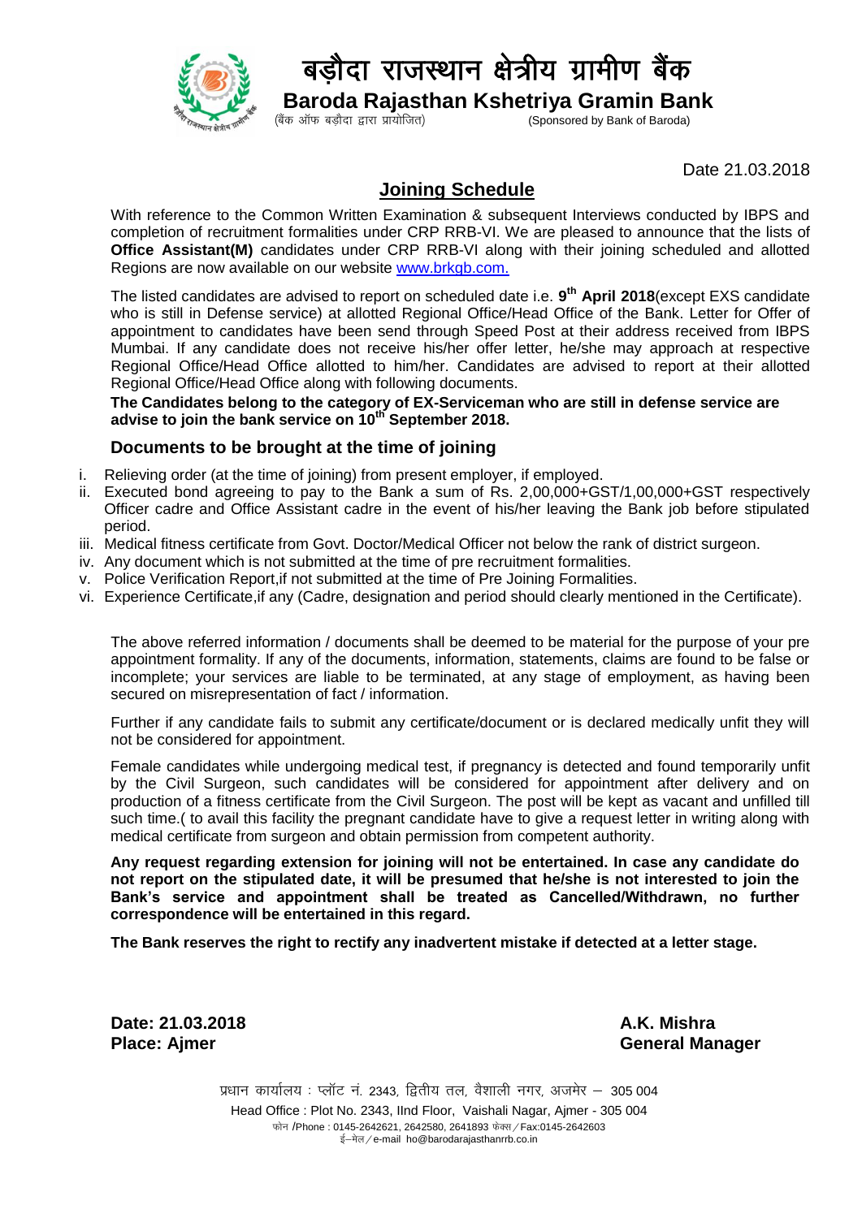# बड़ौदा राजस्थान क्षेत्रीय ग्रामीण बैंक

## Baroda Rajasthan Kshetriya Gramin Bank

(बैंक ऑफ बड़ौदा द्वारा प्रायोजित) (Sponsored by Bank of Baroda)

Date 21.03.2018

## Joining Schedule

With reference to the Common Written Examination & subsequent Interviews conducted by IBPS and completion of recruitment formalities under CRP RRB-VI. We are pleased to announce that the lists of **Office Assistant(M)** candidates under CRP RRB-VI along with their joining scheduled and allotted Regions are now available on our website www.brkgb.com.

The listed candidates are advised to report on scheduled date i.e. **9th April 2018**(except EXS candidate who is still in Defense service) at allotted Regional Office/Head Office of the Bank. Letter for Offer of appointment to candidates have been send through Speed Post at their address received from IBPS Mumbai. If any candidate does not receive his/her offer letter, he/she may approach at respective Regional Office/Head Office allotted to him/her. Candidates are advised to report at their allotted Regional Office/Head Office along with following documents.

**The Candidates belong to the category of EX-Serviceman who are still in defense service are advise to join the bank service on 10th September 2018.**

### Documents to be brought at the time of joining

i. Relieving order (at the time of joining) from present employer, if employed.
ii. Executed bond agreeing to pay to the Bank a sum of Rs. 2,00,000+GST/1,00,000+GST respectively Officer cadre and Office Assistant cadre in the event of his/her leaving the Bank job before stipulated period.
iii. Medical fitness certificate from Govt. Doctor/Medical Officer not below the rank of district surgeon.
iv. Any document which is not submitted at the time of pre recruitment formalities.
v. Police Verification Report,if not submitted at the time of Pre Joining Formalities.
vi. Experience Certificate,if any (Cadre, designation and period should clearly mentioned in the Certificate).

The above referred information / documents shall be deemed to be material for the purpose of your pre appointment formality. If any of the documents, information, statements, claims are found to be false or incomplete; your services are liable to be terminated, at any stage of employment, as having been secured on misrepresentation of fact / information.

Further if any candidate fails to submit any certificate/document or is declared medically unfit they will not be considered for appointment.

Female candidates while undergoing medical test, if pregnancy is detected and found temporarily unfit by the Civil Surgeon, such candidates will be considered for appointment after delivery and on production of a fitness certificate from the Civil Surgeon. The post will be kept as vacant and unfilled till such time.( to avail this facility the pregnant candidate have to give a request letter in writing along with medical certificate from surgeon and obtain permission from competent authority.

**Any request regarding extension for joining will not be entertained. In case any candidate do not report on the stipulated date, it will be presumed that he/she is not interested to join the Bank's service and appointment shall be treated as Cancelled/Withdrawn, no further correspondence will be entertained in this regard.**

**The Bank reserves the right to rectify any inadvertent mistake if detected at a letter stage.**

**Date: 21.03.2018**
**Place: Ajmer**

**A.K. Mishra**
**General Manager**

प्रधान कार्यालय : प्लॉट नं. 2343, द्वितीय तल, वैशाली नगर, अजमेर – 305 004
Head Office : Plot No. 2343, IInd Floor, Vaishali Nagar, Ajmer - 305 004
फोन /Phone : 0145-2642621, 2642580, 2641893 फेक्स / Fax:0145-2642603
ई–मेल / e-mail ho@barodarajasthanrrb.co.in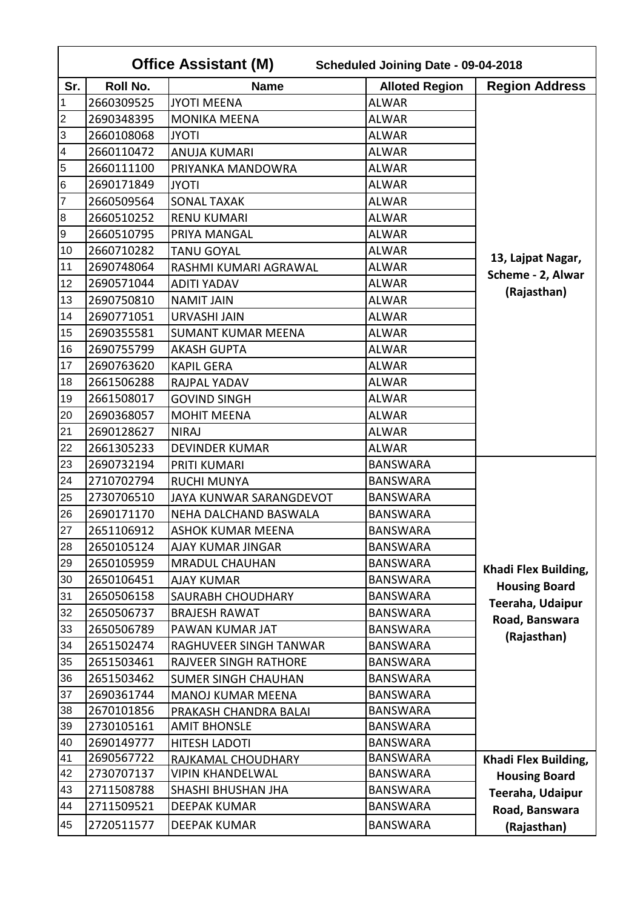| Office Assistant (M) | | Scheduled Joining Date - 09-04-2018 | | |
|---|---|---|---|---|
| **Sr.** | **Roll No.** | **Name** | **Alloted Region** | **Region Address** |
| 1 | 2660309525 | JYOTI MEENA | ALWAR | 13, Lajpat Nagar, Scheme - 2, Alwar (Rajasthan) |
| 2 | 2690348395 | MONIKA MEENA | ALWAR | |
| 3 | 2660108068 | JYOTI | ALWAR | |
| 4 | 2660110472 | ANUJA KUMARI | ALWAR | |
| 5 | 2660111100 | PRIYANKA MANDOWRA | ALWAR | |
| 6 | 2690171849 | JYOTI | ALWAR | |
| 7 | 2660509564 | SONAL TAXAK | ALWAR | |
| 8 | 2660510252 | RENU KUMARI | ALWAR | |
| 9 | 2660510795 | PRIYA MANGAL | ALWAR | |
| 10 | 2660710282 | TANU GOYAL | ALWAR | |
| 11 | 2690748064 | RASHMI KUMARI AGRAWAL | ALWAR | |
| 12 | 2690571044 | ADITI YADAV | ALWAR | |
| 13 | 2690750810 | NAMIT JAIN | ALWAR | |
| 14 | 2690771051 | URVASHI JAIN | ALWAR | |
| 15 | 2690355581 | SUMANT KUMAR MEENA | ALWAR | |
| 16 | 2690755799 | AKASH GUPTA | ALWAR | |
| 17 | 2690763620 | KAPIL GERA | ALWAR | |
| 18 | 2661506288 | RAJPAL YADAV | ALWAR | |
| 19 | 2661508017 | GOVIND SINGH | ALWAR | |
| 20 | 2690368057 | MOHIT MEENA | ALWAR | |
| 21 | 2690128627 | NIRAJ | ALWAR | |
| 22 | 2661305233 | DEVINDER KUMAR | ALWAR | |
| 23 | 2690732194 | PRITI KUMARI | BANSWARA | Khadi Flex Building, Housing Board Teeraha, Udaipur Road, Banswara (Rajasthan) |
| 24 | 2710702794 | RUCHI MUNYA | BANSWARA | |
| 25 | 2730706510 | JAYA KUNWAR SARANGDEVOT | BANSWARA | |
| 26 | 2690171170 | NEHA DALCHAND BASWALA | BANSWARA | |
| 27 | 2651106912 | ASHOK KUMAR MEENA | BANSWARA | |
| 28 | 2650105124 | AJAY KUMAR JINGAR | BANSWARA | |
| 29 | 2650105959 | MRADUL CHAUHAN | BANSWARA | |
| 30 | 2650106451 | AJAY KUMAR | BANSWARA | |
| 31 | 2650506158 | SAURABH CHOUDHARY | BANSWARA | |
| 32 | 2650506737 | BRAJESH RAWAT | BANSWARA | |
| 33 | 2650506789 | PAWAN KUMAR JAT | BANSWARA | |
| 34 | 2651502474 | RAGHUVEER SINGH TANWAR | BANSWARA | |
| 35 | 2651503461 | RAJVEER SINGH RATHORE | BANSWARA | |
| 36 | 2651503462 | SUMER SINGH CHAUHAN | BANSWARA | |
| 37 | 2690361744 | MANOJ KUMAR MEENA | BANSWARA | |
| 38 | 2670101856 | PRAKASH CHANDRA BALAI | BANSWARA | |
| 39 | 2730105161 | AMIT BHONSLE | BANSWARA | |
| 40 | 2690149777 | HITESH LADOTI | BANSWARA | |
| 41 | 2690567722 | RAJKAMAL CHOUDHARY | BANSWARA | Khadi Flex Building, Housing Board Teeraha, Udaipur Road, Banswara (Rajasthan) |
| 42 | 2730707137 | VIPIN KHANDELWAL | BANSWARA | |
| 43 | 2711508788 | SHASHI BHUSHAN JHA | BANSWARA | |
| 44 | 2711509521 | DEEPAK KUMAR | BANSWARA | |
| 45 | 2720511577 | DEEPAK KUMAR | BANSWARA | |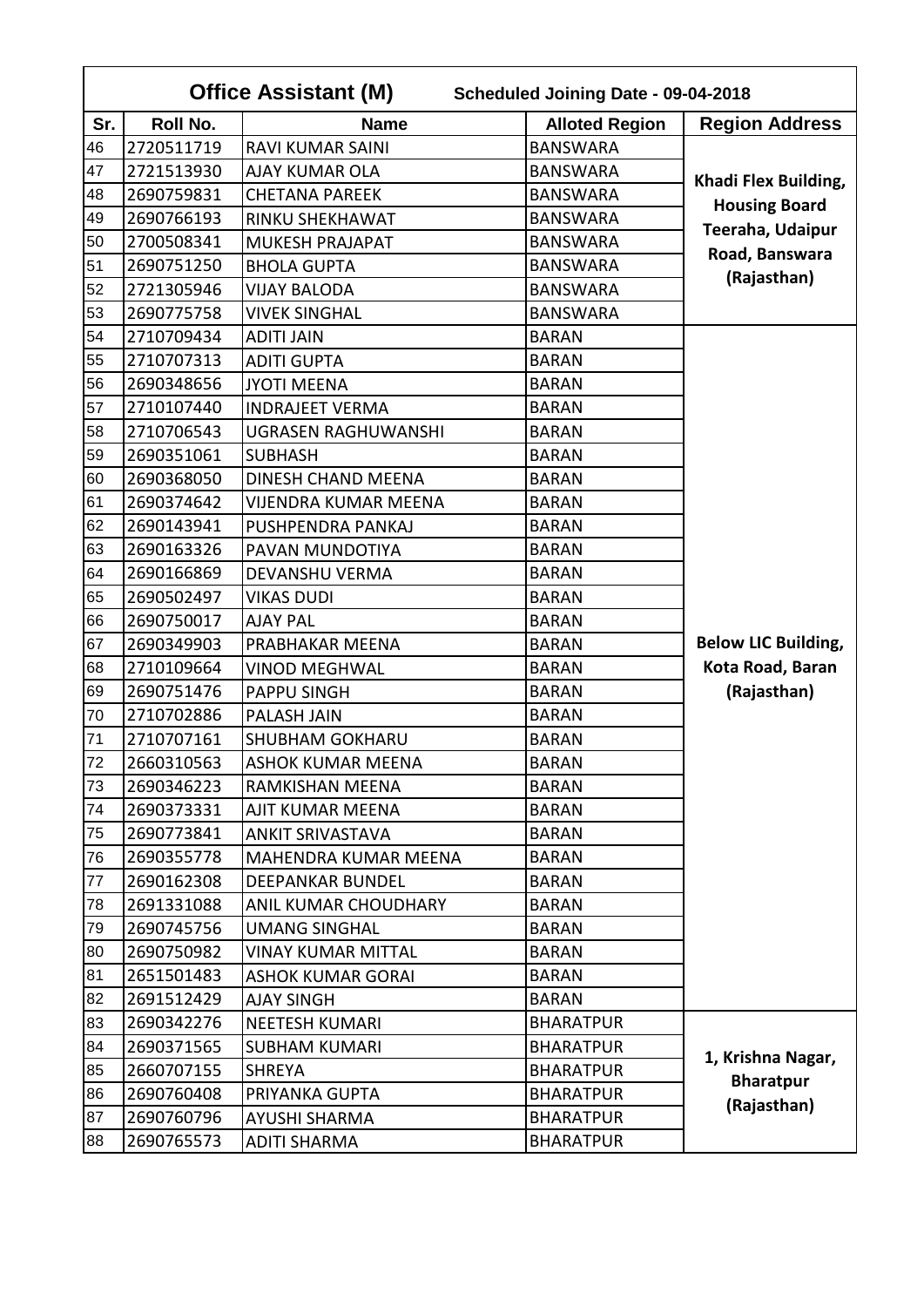| Office Assistant (M) | | Scheduled Joining Date - 09-04-2018 | | |
|---|---|---|---|---|
| Sr. | Roll No. | Name | Alloted Region | Region Address |
| 46 | 2720511719 | RAVI KUMAR SAINI | BANSWARA | **Khadi Flex Building, Housing Board Teeraha, Udaipur Road, Banswara (Rajasthan)** |
| 47 | 2721513930 | AJAY KUMAR OLA | BANSWARA | |
| 48 | 2690759831 | CHETANA PAREEK | BANSWARA | |
| 49 | 2690766193 | RINKU SHEKHAWAT | BANSWARA | |
| 50 | 2700508341 | MUKESH PRAJAPAT | BANSWARA | |
| 51 | 2690751250 | BHOLA GUPTA | BANSWARA | |
| 52 | 2721305946 | VIJAY BALODA | BANSWARA | |
| 53 | 2690775758 | VIVEK SINGHAL | BANSWARA | |
| 54 | 2710709434 | ADITI JAIN | BARAN | **Below LIC Building, Kota Road, Baran (Rajasthan)** |
| 55 | 2710707313 | ADITI GUPTA | BARAN | |
| 56 | 2690348656 | JYOTI MEENA | BARAN | |
| 57 | 2710107440 | INDRAJEET VERMA | BARAN | |
| 58 | 2710706543 | UGRASEN RAGHUWANSHI | BARAN | |
| 59 | 2690351061 | SUBHASH | BARAN | |
| 60 | 2690368050 | DINESH CHAND MEENA | BARAN | |
| 61 | 2690374642 | VIJENDRA KUMAR MEENA | BARAN | |
| 62 | 2690143941 | PUSHPENDRA PANKAJ | BARAN | |
| 63 | 2690163326 | PAVAN MUNDOTIYA | BARAN | |
| 64 | 2690166869 | DEVANSHU VERMA | BARAN | |
| 65 | 2690502497 | VIKAS DUDI | BARAN | |
| 66 | 2690750017 | AJAY PAL | BARAN | |
| 67 | 2690349903 | PRABHAKAR MEENA | BARAN | |
| 68 | 2710109664 | VINOD MEGHWAL | BARAN | |
| 69 | 2690751476 | PAPPU SINGH | BARAN | |
| 70 | 2710702886 | PALASH JAIN | BARAN | |
| 71 | 2710707161 | SHUBHAM GOKHARU | BARAN | |
| 72 | 2660310563 | ASHOK KUMAR MEENA | BARAN | |
| 73 | 2690346223 | RAMKISHAN MEENA | BARAN | |
| 74 | 2690373331 | AJIT KUMAR MEENA | BARAN | |
| 75 | 2690773841 | ANKIT SRIVASTAVA | BARAN | |
| 76 | 2690355778 | MAHENDRA KUMAR MEENA | BARAN | |
| 77 | 2690162308 | DEEPANKAR BUNDEL | BARAN | |
| 78 | 2691331088 | ANIL KUMAR CHOUDHARY | BARAN | |
| 79 | 2690745756 | UMANG SINGHAL | BARAN | |
| 80 | 2690750982 | VINAY KUMAR MITTAL | BARAN | |
| 81 | 2651501483 | ASHOK KUMAR GORAI | BARAN | |
| 82 | 2691512429 | AJAY SINGH | BARAN | |
| 83 | 2690342276 | NEETESH KUMARI | BHARATPUR | **1, Krishna Nagar, Bharatpur (Rajasthan)** |
| 84 | 2690371565 | SUBHAM KUMARI | BHARATPUR | |
| 85 | 2660707155 | SHREYA | BHARATPUR | |
| 86 | 2690760408 | PRIYANKA GUPTA | BHARATPUR | |
| 87 | 2690760796 | AYUSHI SHARMA | BHARATPUR | |
| 88 | 2690765573 | ADITI SHARMA | BHARATPUR | |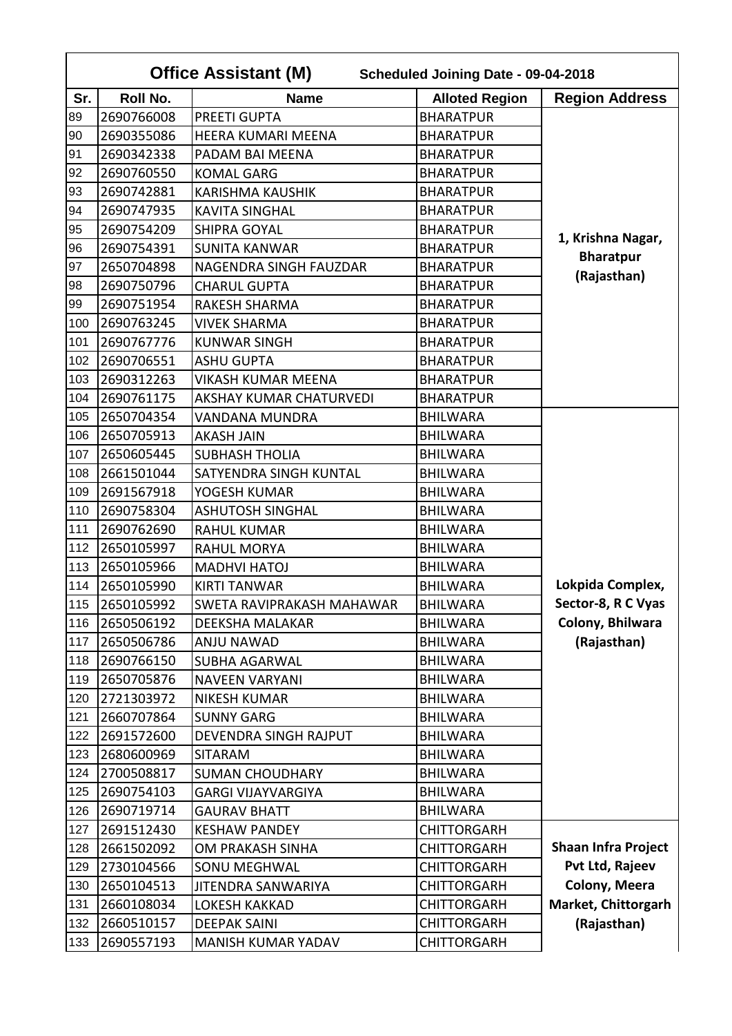| Office Assistant (M) | | Scheduled Joining Date - 09-04-2018 | | |
|---|---|---|---|---|
| **Sr.** | **Roll No.** | **Name** | **Alloted Region** | **Region Address** |
| 89 | 2690766008 | PREETI GUPTA | BHARATPUR | 1, Krishna Nagar, Bharatpur (Rajasthan) |
| 90 | 2690355086 | HEERA KUMARI MEENA | BHARATPUR | |
| 91 | 2690342338 | PADAM BAI MEENA | BHARATPUR | |
| 92 | 2690760550 | KOMAL GARG | BHARATPUR | |
| 93 | 2690742881 | KARISHMA KAUSHIK | BHARATPUR | |
| 94 | 2690747935 | KAVITA SINGHAL | BHARATPUR | |
| 95 | 2690754209 | SHIPRA GOYAL | BHARATPUR | |
| 96 | 2690754391 | SUNITA KANWAR | BHARATPUR | |
| 97 | 2650704898 | NAGENDRA SINGH FAUZDAR | BHARATPUR | |
| 98 | 2690750796 | CHARUL GUPTA | BHARATPUR | |
| 99 | 2690751954 | RAKESH SHARMA | BHARATPUR | |
| 100 | 2690763245 | VIVEK SHARMA | BHARATPUR | |
| 101 | 2690767776 | KUNWAR SINGH | BHARATPUR | |
| 102 | 2690706551 | ASHU GUPTA | BHARATPUR | |
| 103 | 2690312263 | VIKASH KUMAR MEENA | BHARATPUR | |
| 104 | 2690761175 | AKSHAY KUMAR CHATURVEDI | BHARATPUR | |
| 105 | 2650704354 | VANDANA MUNDRA | BHILWARA | Lokpida Complex, Sector-8, R C Vyas Colony, Bhilwara (Rajasthan) |
| 106 | 2650705913 | AKASH JAIN | BHILWARA | |
| 107 | 2650605445 | SUBHASH THOLIA | BHILWARA | |
| 108 | 2661501044 | SATYENDRA SINGH KUNTAL | BHILWARA | |
| 109 | 2691567918 | YOGESH KUMAR | BHILWARA | |
| 110 | 2690758304 | ASHUTOSH SINGHAL | BHILWARA | |
| 111 | 2690762690 | RAHUL KUMAR | BHILWARA | |
| 112 | 2650105997 | RAHUL MORYA | BHILWARA | |
| 113 | 2650105966 | MADHVI HATOJ | BHILWARA | |
| 114 | 2650105990 | KIRTI TANWAR | BHILWARA | |
| 115 | 2650105992 | SWETA RAVIPRAKASH MAHAWAR | BHILWARA | |
| 116 | 2650506192 | DEEKSHA MALAKAR | BHILWARA | |
| 117 | 2650506786 | ANJU NAWAD | BHILWARA | |
| 118 | 2690766150 | SUBHA AGARWAL | BHILWARA | |
| 119 | 2650705876 | NAVEEN VARYANI | BHILWARA | |
| 120 | 2721303972 | NIKESH KUMAR | BHILWARA | |
| 121 | 2660707864 | SUNNY GARG | BHILWARA | |
| 122 | 2691572600 | DEVENDRA SINGH RAJPUT | BHILWARA | |
| 123 | 2680600969 | SITARAM | BHILWARA | |
| 124 | 2700508817 | SUMAN CHOUDHARY | BHILWARA | |
| 125 | 2690754103 | GARGI VIJAYVARGIYA | BHILWARA | |
| 126 | 2690719714 | GAURAV BHATT | BHILWARA | |
| 127 | 2691512430 | KESHAW PANDEY | CHITTORGARH | Shaan Infra Project Pvt Ltd, Rajeev Colony, Meera Market, Chittorgarh (Rajasthan) |
| 128 | 2661502092 | OM PRAKASH SINHA | CHITTORGARH | |
| 129 | 2730104566 | SONU MEGHWAL | CHITTORGARH | |
| 130 | 2650104513 | JITENDRA SANWARIYA | CHITTORGARH | |
| 131 | 2660108034 | LOKESH KAKKAD | CHITTORGARH | |
| 132 | 2660510157 | DEEPAK SAINI | CHITTORGARH | |
| 133 | 2690557193 | MANISH KUMAR YADAV | CHITTORGARH | |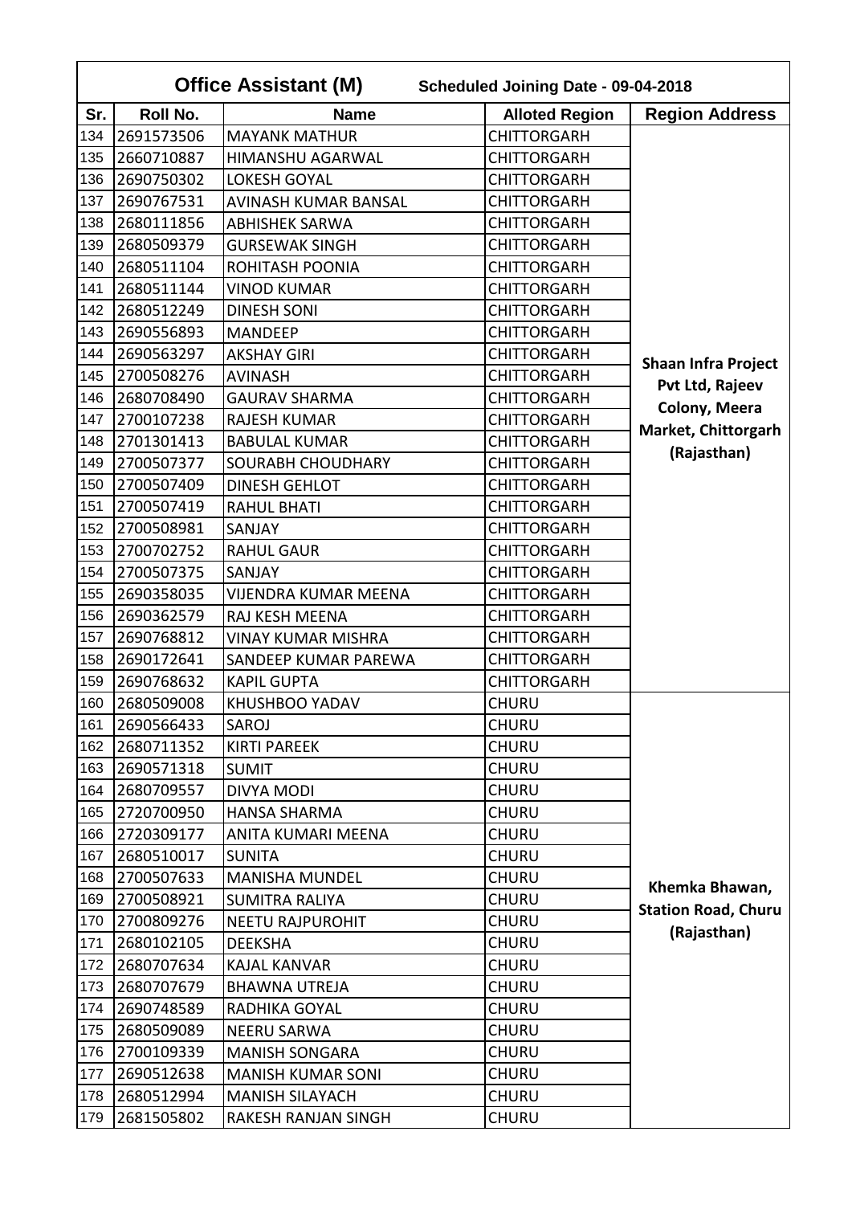| Office Assistant (M) | | Scheduled Joining Date - 09-04-2018 | | |
|---|---|---|---|---|
| **Sr.** | **Roll No.** | **Name** | **Alloted Region** | **Region Address** |
| 134 | 2691573506 | MAYANK MATHUR | CHITTORGARH | Shaan Infra Project Pvt Ltd, Rajeev Colony, Meera Market, Chittorgarh (Rajasthan) |
| 135 | 2660710887 | HIMANSHU AGARWAL | CHITTORGARH | |
| 136 | 2690750302 | LOKESH GOYAL | CHITTORGARH | |
| 137 | 2690767531 | AVINASH KUMAR BANSAL | CHITTORGARH | |
| 138 | 2680111856 | ABHISHEK SARWA | CHITTORGARH | |
| 139 | 2680509379 | GURSEWAK SINGH | CHITTORGARH | |
| 140 | 2680511104 | ROHITASH POONIA | CHITTORGARH | |
| 141 | 2680511144 | VINOD KUMAR | CHITTORGARH | |
| 142 | 2680512249 | DINESH SONI | CHITTORGARH | |
| 143 | 2690556893 | MANDEEP | CHITTORGARH | |
| 144 | 2690563297 | AKSHAY GIRI | CHITTORGARH | |
| 145 | 2700508276 | AVINASH | CHITTORGARH | |
| 146 | 2680708490 | GAURAV SHARMA | CHITTORGARH | |
| 147 | 2700107238 | RAJESH KUMAR | CHITTORGARH | |
| 148 | 2701301413 | BABULAL KUMAR | CHITTORGARH | |
| 149 | 2700507377 | SOURABH CHOUDHARY | CHITTORGARH | |
| 150 | 2700507409 | DINESH GEHLOT | CHITTORGARH | |
| 151 | 2700507419 | RAHUL BHATI | CHITTORGARH | |
| 152 | 2700508981 | SANJAY | CHITTORGARH | |
| 153 | 2700702752 | RAHUL GAUR | CHITTORGARH | |
| 154 | 2700507375 | SANJAY | CHITTORGARH | |
| 155 | 2690358035 | VIJENDRA KUMAR MEENA | CHITTORGARH | |
| 156 | 2690362579 | RAJ KESH MEENA | CHITTORGARH | |
| 157 | 2690768812 | VINAY KUMAR MISHRA | CHITTORGARH | |
| 158 | 2690172641 | SANDEEP KUMAR PAREWA | CHITTORGARH | |
| 159 | 2690768632 | KAPIL GUPTA | CHITTORGARH | |
| 160 | 2680509008 | KHUSHBOO YADAV | CHURU | Khemka Bhawan, Station Road, Churu (Rajasthan) |
| 161 | 2690566433 | SAROJ | CHURU | |
| 162 | 2680711352 | KIRTI PAREEK | CHURU | |
| 163 | 2690571318 | SUMIT | CHURU | |
| 164 | 2680709557 | DIVYA MODI | CHURU | |
| 165 | 2720700950 | HANSA SHARMA | CHURU | |
| 166 | 2720309177 | ANITA KUMARI MEENA | CHURU | |
| 167 | 2680510017 | SUNITA | CHURU | |
| 168 | 2700507633 | MANISHA MUNDEL | CHURU | |
| 169 | 2700508921 | SUMITRA RALIYA | CHURU | |
| 170 | 2700809276 | NEETU RAJPUROHIT | CHURU | |
| 171 | 2680102105 | DEEKSHA | CHURU | |
| 172 | 2680707634 | KAJAL KANVAR | CHURU | |
| 173 | 2680707679 | BHAWNA UTREJA | CHURU | |
| 174 | 2690748589 | RADHIKA GOYAL | CHURU | |
| 175 | 2680509089 | NEERU SARWA | CHURU | |
| 176 | 2700109339 | MANISH SONGARA | CHURU | |
| 177 | 2690512638 | MANISH KUMAR SONI | CHURU | |
| 178 | 2680512994 | MANISH SILAYACH | CHURU | |
| 179 | 2681505802 | RAKESH RANJAN SINGH | CHURU | |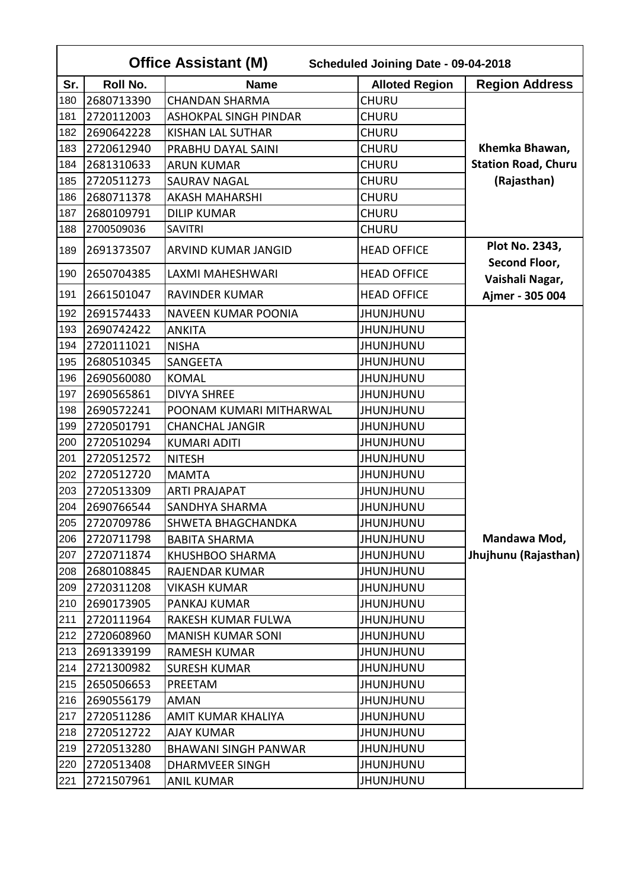**Office Assistant (M)** **Scheduled Joining Date - 09-04-2018**

| Sr. | Roll No. | Name | Alloted Region | Region Address |
|---|---|---|---|---|
| 180 | 2680713390 | CHANDAN SHARMA | CHURU | Khemka Bhawan, Station Road, Churu (Rajasthan) |
| 181 | 2720112003 | ASHOKPAL SINGH PINDAR | CHURU | |
| 182 | 2690642228 | KISHAN LAL SUTHAR | CHURU | |
| 183 | 2720612940 | PRABHU DAYAL SAINI | CHURU | |
| 184 | 2681310633 | ARUN KUMAR | CHURU | |
| 185 | 2720511273 | SAURAV NAGAL | CHURU | |
| 186 | 2680711378 | AKASH MAHARSHI | CHURU | |
| 187 | 2680109791 | DILIP KUMAR | CHURU | |
| 188 | 2700509036 | SAVITRI | CHURU | |
| 189 | 2691373507 | ARVIND KUMAR JANGID | HEAD OFFICE | Plot No. 2343, Second Floor, Vaishali Nagar, Ajmer - 305 004 |
| 190 | 2650704385 | LAXMI MAHESHWARI | HEAD OFFICE | |
| 191 | 2661501047 | RAVINDER KUMAR | HEAD OFFICE | |
| 192 | 2691574433 | NAVEEN KUMAR POONIA | JHUNJHUNU | Mandawa Mod, Jhujhunu (Rajasthan) |
| 193 | 2690742422 | ANKITA | JHUNJHUNU | |
| 194 | 2720111021 | NISHA | JHUNJHUNU | |
| 195 | 2680510345 | SANGEETA | JHUNJHUNU | |
| 196 | 2690560080 | KOMAL | JHUNJHUNU | |
| 197 | 2690565861 | DIVYA SHREE | JHUNJHUNU | |
| 198 | 2690572241 | POONAM KUMARI MITHARWAL | JHUNJHUNU | |
| 199 | 2720501791 | CHANCHAL JANGIR | JHUNJHUNU | |
| 200 | 2720510294 | KUMARI ADITI | JHUNJHUNU | |
| 201 | 2720512572 | NITESH | JHUNJHUNU | |
| 202 | 2720512720 | MAMTA | JHUNJHUNU | |
| 203 | 2720513309 | ARTI PRAJAPAT | JHUNJHUNU | |
| 204 | 2690766544 | SANDHYA SHARMA | JHUNJHUNU | |
| 205 | 2720709786 | SHWETA BHAGCHANDKA | JHUNJHUNU | |
| 206 | 2720711798 | BABITA SHARMA | JHUNJHUNU | |
| 207 | 2720711874 | KHUSHBOO SHARMA | JHUNJHUNU | |
| 208 | 2680108845 | RAJENDAR KUMAR | JHUNJHUNU | |
| 209 | 2720311208 | VIKASH KUMAR | JHUNJHUNU | |
| 210 | 2690173905 | PANKAJ KUMAR | JHUNJHUNU | |
| 211 | 2720111964 | RAKESH KUMAR FULWA | JHUNJHUNU | |
| 212 | 2720608960 | MANISH KUMAR SONI | JHUNJHUNU | |
| 213 | 2691339199 | RAMESH KUMAR | JHUNJHUNU | |
| 214 | 2721300982 | SURESH KUMAR | JHUNJHUNU | |
| 215 | 2650506653 | PREETAM | JHUNJHUNU | |
| 216 | 2690556179 | AMAN | JHUNJHUNU | |
| 217 | 2720511286 | AMIT KUMAR KHALIYA | JHUNJHUNU | |
| 218 | 2720512722 | AJAY KUMAR | JHUNJHUNU | |
| 219 | 2720513280 | BHAWANI SINGH PANWAR | JHUNJHUNU | |
| 220 | 2720513408 | DHARMVEER SINGH | JHUNJHUNU | |
| 221 | 2721507961 | ANIL KUMAR | JHUNJHUNU | |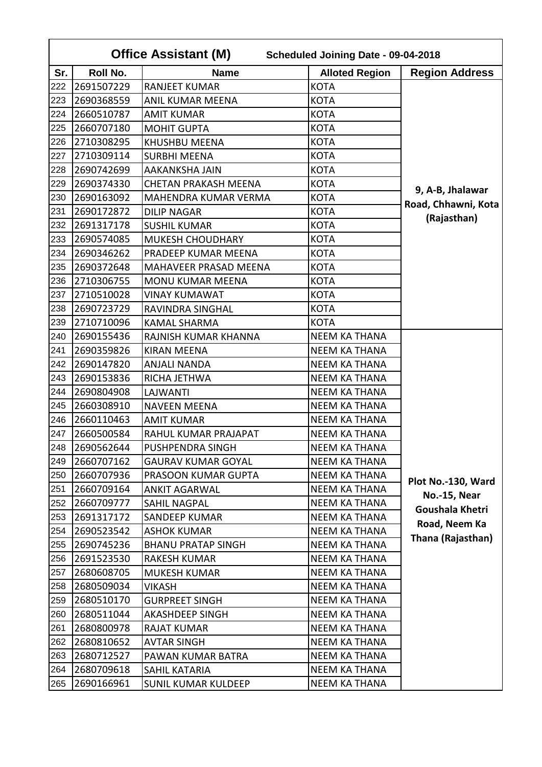| Office Assistant (M) | | Scheduled Joining Date - 09-04-2018 | | |
|---|---|---|---|---|
| **Sr.** | **Roll No.** | **Name** | **Alloted Region** | **Region Address** |
| 222 | 2691507229 | RANJEET KUMAR | KOTA | 9, A-B, Jhalawar Road, Chhawni, Kota (Rajasthan) |
| 223 | 2690368559 | ANIL KUMAR MEENA | KOTA | |
| 224 | 2660510787 | AMIT KUMAR | KOTA | |
| 225 | 2660707180 | MOHIT GUPTA | KOTA | |
| 226 | 2710308295 | KHUSHBU MEENA | KOTA | |
| 227 | 2710309114 | SURBHI MEENA | KOTA | |
| 228 | 2690742699 | AAKANKSHA JAIN | KOTA | |
| 229 | 2690374330 | CHETAN PRAKASH MEENA | KOTA | |
| 230 | 2690163092 | MAHENDRA KUMAR VERMA | KOTA | |
| 231 | 2690172872 | DILIP NAGAR | KOTA | |
| 232 | 2691317178 | SUSHIL KUMAR | KOTA | |
| 233 | 2690574085 | MUKESH CHOUDHARY | KOTA | |
| 234 | 2690346262 | PRADEEP KUMAR MEENA | KOTA | |
| 235 | 2690372648 | MAHAVEER PRASAD MEENA | KOTA | |
| 236 | 2710306755 | MONU KUMAR MEENA | KOTA | |
| 237 | 2710510028 | VINAY KUMAWAT | KOTA | |
| 238 | 2690723729 | RAVINDRA SINGHAL | KOTA | |
| 239 | 2710710096 | KAMAL SHARMA | KOTA | |
| 240 | 2690155436 | RAJNISH KUMAR KHANNA | NEEM KA THANA | Plot No.-130, Ward No.-15, Near Goushala Khetri Road, Neem Ka Thana (Rajasthan) |
| 241 | 2690359826 | KIRAN MEENA | NEEM KA THANA | |
| 242 | 2690147820 | ANJALI NANDA | NEEM KA THANA | |
| 243 | 2690153836 | RICHA JETHWA | NEEM KA THANA | |
| 244 | 2690804908 | LAJWANTI | NEEM KA THANA | |
| 245 | 2660308910 | NAVEEN MEENA | NEEM KA THANA | |
| 246 | 2660110463 | AMIT KUMAR | NEEM KA THANA | |
| 247 | 2660500584 | RAHUL KUMAR PRAJAPAT | NEEM KA THANA | |
| 248 | 2690562644 | PUSHPENDRA SINGH | NEEM KA THANA | |
| 249 | 2660707162 | GAURAV KUMAR GOYAL | NEEM KA THANA | |
| 250 | 2660707936 | PRASOON KUMAR GUPTA | NEEM KA THANA | |
| 251 | 2660709164 | ANKIT AGARWAL | NEEM KA THANA | |
| 252 | 2660709777 | SAHIL NAGPAL | NEEM KA THANA | |
| 253 | 2691317172 | SANDEEP KUMAR | NEEM KA THANA | |
| 254 | 2690523542 | ASHOK KUMAR | NEEM KA THANA | |
| 255 | 2690745236 | BHANU PRATAP SINGH | NEEM KA THANA | |
| 256 | 2691523530 | RAKESH KUMAR | NEEM KA THANA | |
| 257 | 2680608705 | MUKESH KUMAR | NEEM KA THANA | |
| 258 | 2680509034 | VIKASH | NEEM KA THANA | |
| 259 | 2680510170 | GURPREET SINGH | NEEM KA THANA | |
| 260 | 2680511044 | AKASHDEEP SINGH | NEEM KA THANA | |
| 261 | 2680800978 | RAJAT KUMAR | NEEM KA THANA | |
| 262 | 2680810652 | AVTAR SINGH | NEEM KA THANA | |
| 263 | 2680712527 | PAWAN KUMAR BATRA | NEEM KA THANA | |
| 264 | 2680709618 | SAHIL KATARIA | NEEM KA THANA | |
| 265 | 2690166961 | SUNIL KUMAR KULDEEP | NEEM KA THANA | |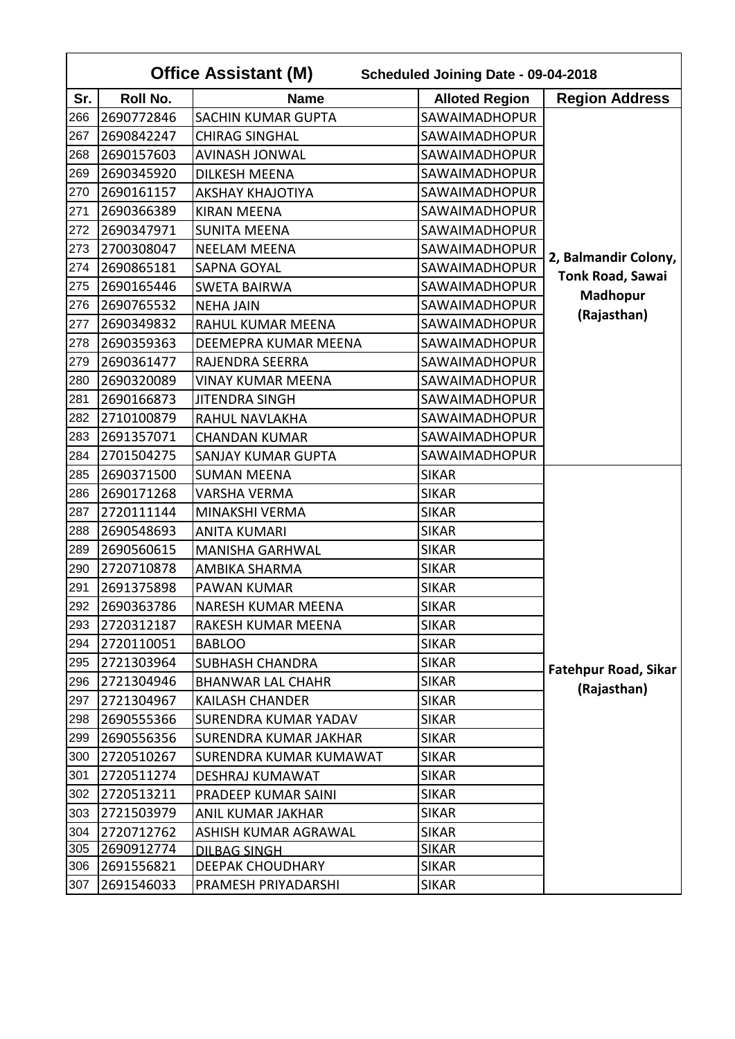| Office Assistant (M) | | Scheduled Joining Date - 09-04-2018 | | |
|---|---|---|---|---|
| **Sr.** | **Roll No.** | **Name** | **Alloted Region** | **Region Address** |
| 266 | 2690772846 | SACHIN KUMAR GUPTA | SAWAIMADHOPUR | 2, Balmandir Colony, Tonk Road, Sawai Madhopur (Rajasthan) |
| 267 | 2690842247 | CHIRAG SINGHAL | SAWAIMADHOPUR | |
| 268 | 2690157603 | AVINASH JONWAL | SAWAIMADHOPUR | |
| 269 | 2690345920 | DILKESH MEENA | SAWAIMADHOPUR | |
| 270 | 2690161157 | AKSHAY KHAJOTIYA | SAWAIMADHOPUR | |
| 271 | 2690366389 | KIRAN MEENA | SAWAIMADHOPUR | |
| 272 | 2690347971 | SUNITA MEENA | SAWAIMADHOPUR | |
| 273 | 2700308047 | NEELAM MEENA | SAWAIMADHOPUR | |
| 274 | 2690865181 | SAPNA GOYAL | SAWAIMADHOPUR | |
| 275 | 2690165446 | SWETA BAIRWA | SAWAIMADHOPUR | |
| 276 | 2690765532 | NEHA JAIN | SAWAIMADHOPUR | |
| 277 | 2690349832 | RAHUL KUMAR MEENA | SAWAIMADHOPUR | |
| 278 | 2690359363 | DEEMEPRA KUMAR MEENA | SAWAIMADHOPUR | |
| 279 | 2690361477 | RAJENDRA SEERRA | SAWAIMADHOPUR | |
| 280 | 2690320089 | VINAY KUMAR MEENA | SAWAIMADHOPUR | |
| 281 | 2690166873 | JITENDRA SINGH | SAWAIMADHOPUR | |
| 282 | 2710100879 | RAHUL NAVLAKHA | SAWAIMADHOPUR | |
| 283 | 2691357071 | CHANDAN KUMAR | SAWAIMADHOPUR | |
| 284 | 2701504275 | SANJAY KUMAR GUPTA | SAWAIMADHOPUR | |
| 285 | 2690371500 | SUMAN MEENA | SIKAR | Fatehpur Road, Sikar (Rajasthan) |
| 286 | 2690171268 | VARSHA VERMA | SIKAR | |
| 287 | 2720111144 | MINAKSHI VERMA | SIKAR | |
| 288 | 2690548693 | ANITA KUMARI | SIKAR | |
| 289 | 2690560615 | MANISHA GARHWAL | SIKAR | |
| 290 | 2720710878 | AMBIKA SHARMA | SIKAR | |
| 291 | 2691375898 | PAWAN KUMAR | SIKAR | |
| 292 | 2690363786 | NARESH KUMAR MEENA | SIKAR | |
| 293 | 2720312187 | RAKESH KUMAR MEENA | SIKAR | |
| 294 | 2720110051 | BABLOO | SIKAR | |
| 295 | 2721303964 | SUBHASH CHANDRA | SIKAR | |
| 296 | 2721304946 | BHANWAR LAL CHAHR | SIKAR | |
| 297 | 2721304967 | KAILASH CHANDER | SIKAR | |
| 298 | 2690555366 | SURENDRA KUMAR YADAV | SIKAR | |
| 299 | 2690556356 | SURENDRA KUMAR JAKHAR | SIKAR | |
| 300 | 2720510267 | SURENDRA KUMAR KUMAWAT | SIKAR | |
| 301 | 2720511274 | DESHRAJ KUMAWAT | SIKAR | |
| 302 | 2720513211 | PRADEEP KUMAR SAINI | SIKAR | |
| 303 | 2721503979 | ANIL KUMAR JAKHAR | SIKAR | |
| 304 | 2720712762 | ASHISH KUMAR AGRAWAL | SIKAR | |
| 305 | 2690912774 | DILBAG SINGH | SIKAR | |
| 306 | 2691556821 | DEEPAK CHOUDHARY | SIKAR | |
| 307 | 2691546033 | PRAMESH PRIYADARSHI | SIKAR | |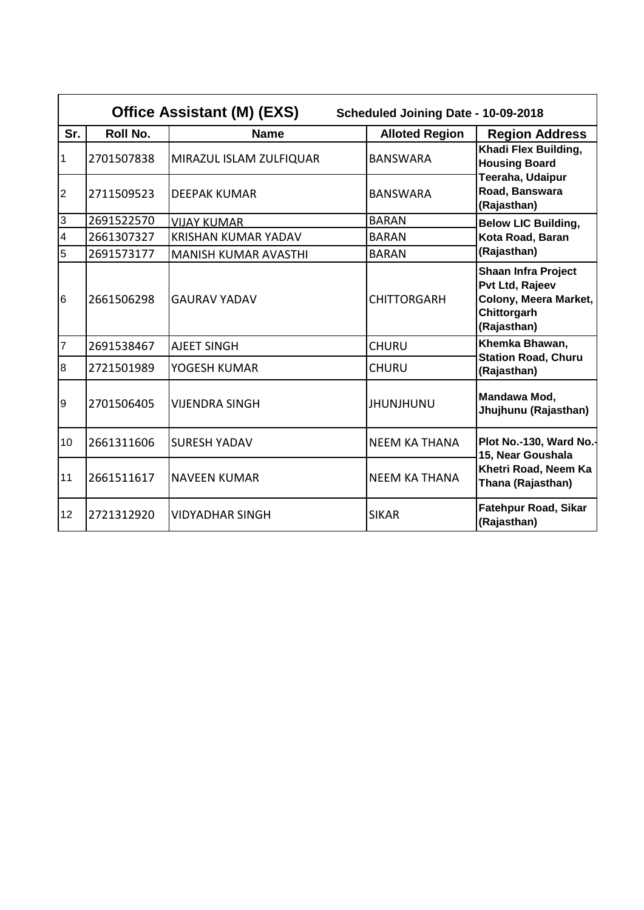| Office Assistant (M) (EXS) | | Scheduled Joining Date - 10-09-2018 | | |
|---|---|---|---|---|
| **Sr.** | **Roll No.** | **Name** | **Alloted Region** | **Region Address** |
| 1 | 2701507838 | MIRAZUL ISLAM ZULFIQUAR | BANSWARA | **Khadi Flex Building, Housing Board Teeraha, Udaipur Road, Banswara (Rajasthan)** |
| 2 | 2711509523 | DEEPAK KUMAR | BANSWARA | |
| 3 | 2691522570 | VIJAY KUMAR | BARAN | **Below LIC Building, Kota Road, Baran (Rajasthan)** |
| 4 | 2661307327 | KRISHAN KUMAR YADAV | BARAN | |
| 5 | 2691573177 | MANISH KUMAR AVASTHI | BARAN | |
| 6 | 2661506298 | GAURAV YADAV | CHITTORGARH | **Shaan Infra Project Pvt Ltd, Rajeev Colony, Meera Market, Chittorgarh (Rajasthan)** |
| 7 | 2691538467 | AJEET SINGH | CHURU | **Khemka Bhawan, Station Road, Churu (Rajasthan)** |
| 8 | 2721501989 | YOGESH KUMAR | CHURU | |
| 9 | 2701506405 | VIJENDRA SINGH | JHUNJHUNU | **Mandawa Mod, Jhujhunu (Rajasthan)** |
| 10 | 2661311606 | SURESH YADAV | NEEM KA THANA | **Plot No.-130, Ward No.-15, Near Goushala Khetri Road, Neem Ka Thana (Rajasthan)** |
| 11 | 2661511617 | NAVEEN KUMAR | NEEM KA THANA | |
| 12 | 2721312920 | VIDYADHAR SINGH | SIKAR | **Fatehpur Road, Sikar (Rajasthan)** |